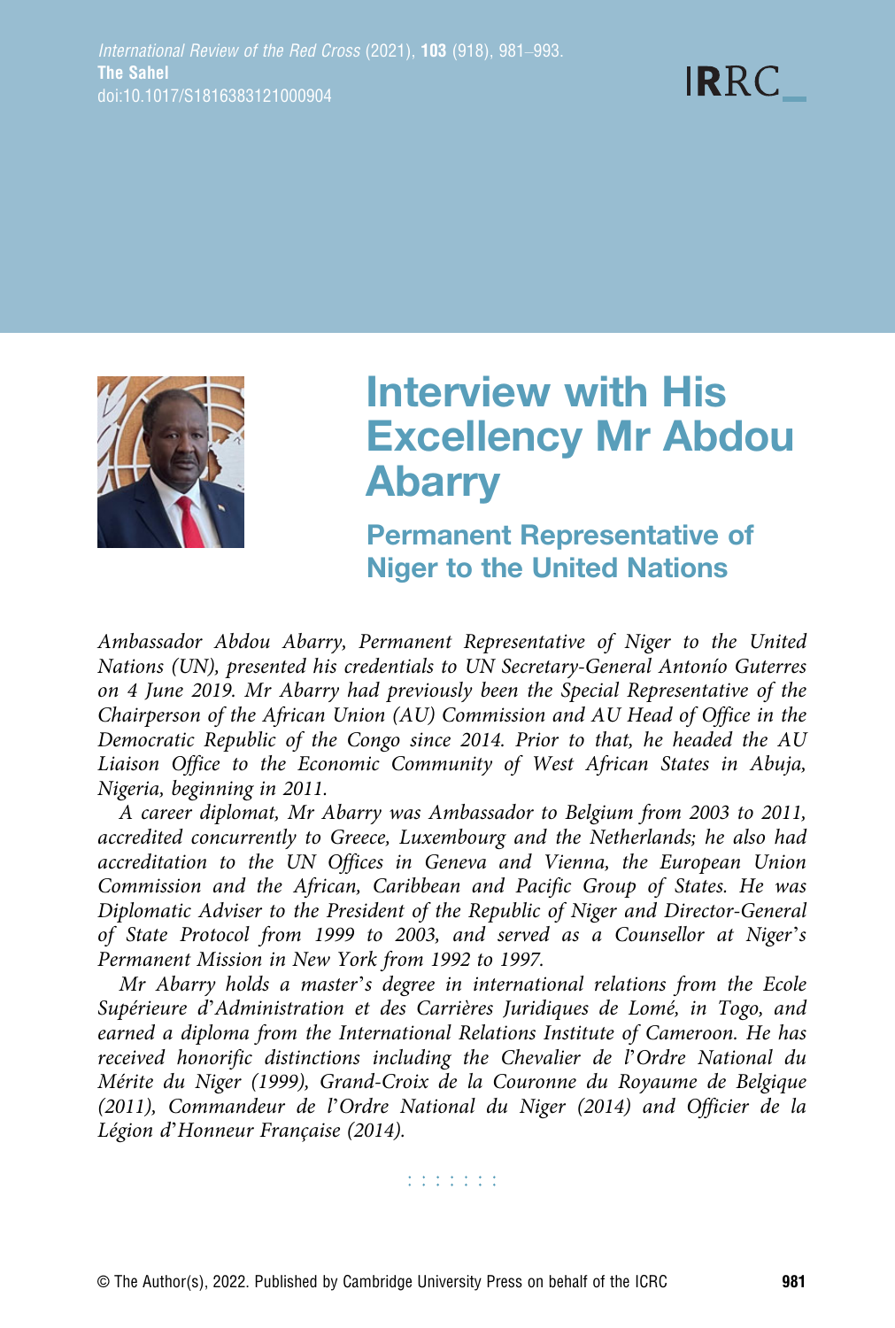# Interview with His Excellency Mr Abdou Abarry

## Permanent Representative of Niger to the United Nations

*Ambassador Abdou Abarry, Permanent Representative of Niger to the United Nations (UN), presented his credentials to UN Secretary-General Antonío Guterres on 4 June 2019. Mr Abarry had previously been the Special Representative of the Chairperson of the African Union (AU) Commission and AU Head of Office in the Democratic Republic of the Congo since 2014. Prior to that, he headed the AU Liaison Office to the Economic Community of West African States in Abuja, Nigeria, beginning in 2011.*

*A career diplomat, Mr Abarry was Ambassador to Belgium from 2003 to 2011, accredited concurrently to Greece, Luxembourg and the Netherlands; he also had accreditation to the UN Offices in Geneva and Vienna, the European Union Commission and the African, Caribbean and Pacific Group of States. He was Diplomatic Adviser to the President of the Republic of Niger and Director-General of State Protocol from 1999 to 2003, and served as a Counsellor at Niger's Permanent Mission in New York from 1992 to 1997.*

*Mr Abarry holds a master's degree in international relations from the Ecole Supérieure d'Administration et des Carrières Juridiques de Lomé, in Togo, and earned a diploma from the International Relations Institute of Cameroon. He has received honorific distinctions including the Chevalier de l'Ordre National du Mérite du Niger (1999), Grand-Croix de la Couronne du Royaume de Belgique (2011), Commandeur de l'Ordre National du Niger (2014) and Officier de la Légion d'Honneur Française (2014).*

© The Author(s), 2022. Published by Cambridge University Press on behalf of the ICRC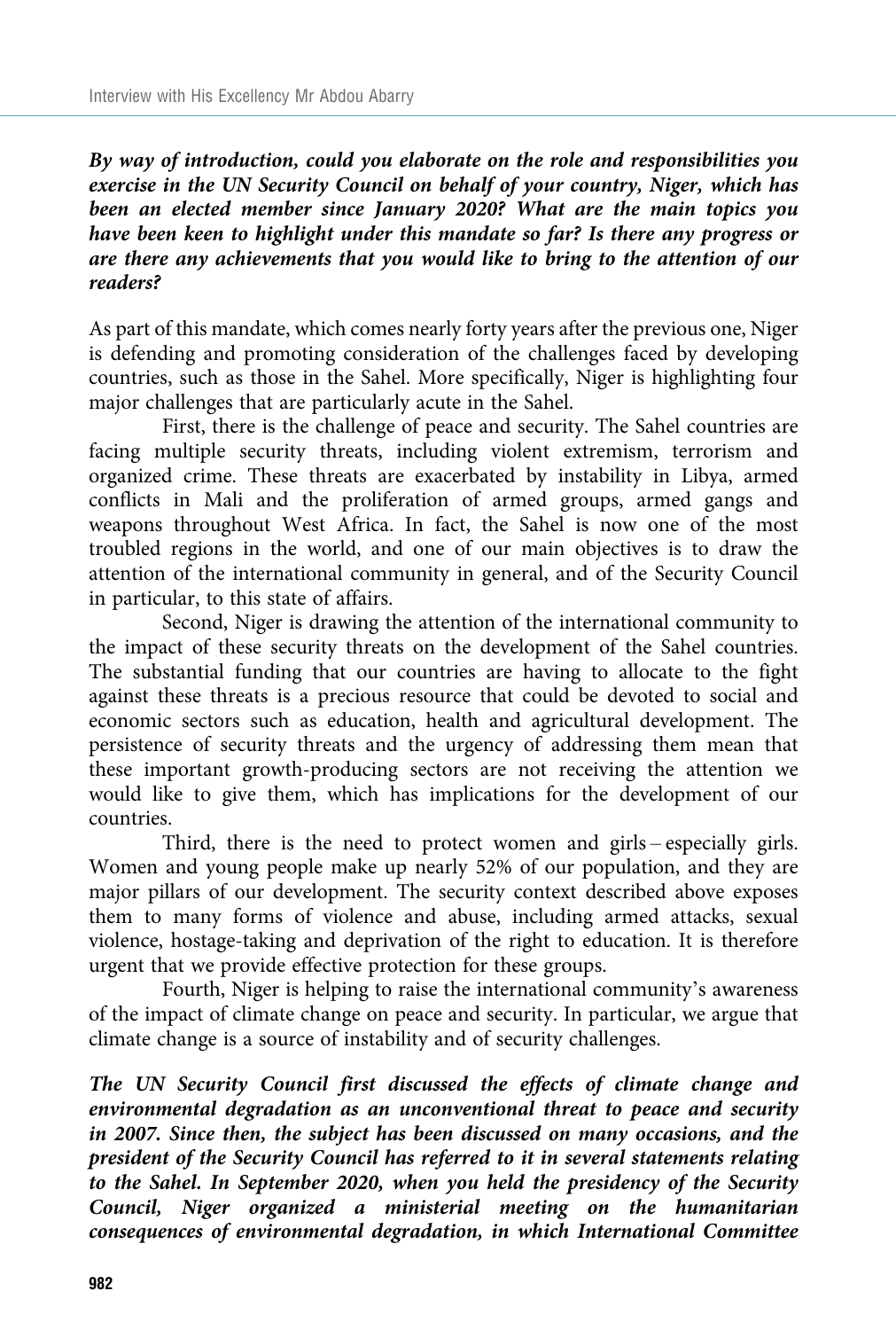***By way of introduction, could you elaborate on the role and responsibilities you exercise in the UN Security Council on behalf of your country, Niger, which has been an elected member since January 2020? What are the main topics you have been keen to highlight under this mandate so far? Is there any progress or are there any achievements that you would like to bring to the attention of our readers?***

As part of this mandate, which comes nearly forty years after the previous one, Niger is defending and promoting consideration of the challenges faced by developing countries, such as those in the Sahel. More specifically, Niger is highlighting four major challenges that are particularly acute in the Sahel.

First, there is the challenge of peace and security. The Sahel countries are facing multiple security threats, including violent extremism, terrorism and organized crime. These threats are exacerbated by instability in Libya, armed conflicts in Mali and the proliferation of armed groups, armed gangs and weapons throughout West Africa. In fact, the Sahel is now one of the most troubled regions in the world, and one of our main objectives is to draw the attention of the international community in general, and of the Security Council in particular, to this state of affairs.

Second, Niger is drawing the attention of the international community to the impact of these security threats on the development of the Sahel countries. The substantial funding that our countries are having to allocate to the fight against these threats is a precious resource that could be devoted to social and economic sectors such as education, health and agricultural development. The persistence of security threats and the urgency of addressing them mean that these important growth-producing sectors are not receiving the attention we would like to give them, which has implications for the development of our countries.

Third, there is the need to protect women and girls – especially girls. Women and young people make up nearly 52% of our population, and they are major pillars of our development. The security context described above exposes them to many forms of violence and abuse, including armed attacks, sexual violence, hostage-taking and deprivation of the right to education. It is therefore urgent that we provide effective protection for these groups.

Fourth, Niger is helping to raise the international community's awareness of the impact of climate change on peace and security. In particular, we argue that climate change is a source of instability and of security challenges.

***The UN Security Council first discussed the effects of climate change and environmental degradation as an unconventional threat to peace and security in 2007. Since then, the subject has been discussed on many occasions, and the president of the Security Council has referred to it in several statements relating to the Sahel. In September 2020, when you held the presidency of the Security Council, Niger organized a ministerial meeting on the humanitarian consequences of environmental degradation, in which International Committee***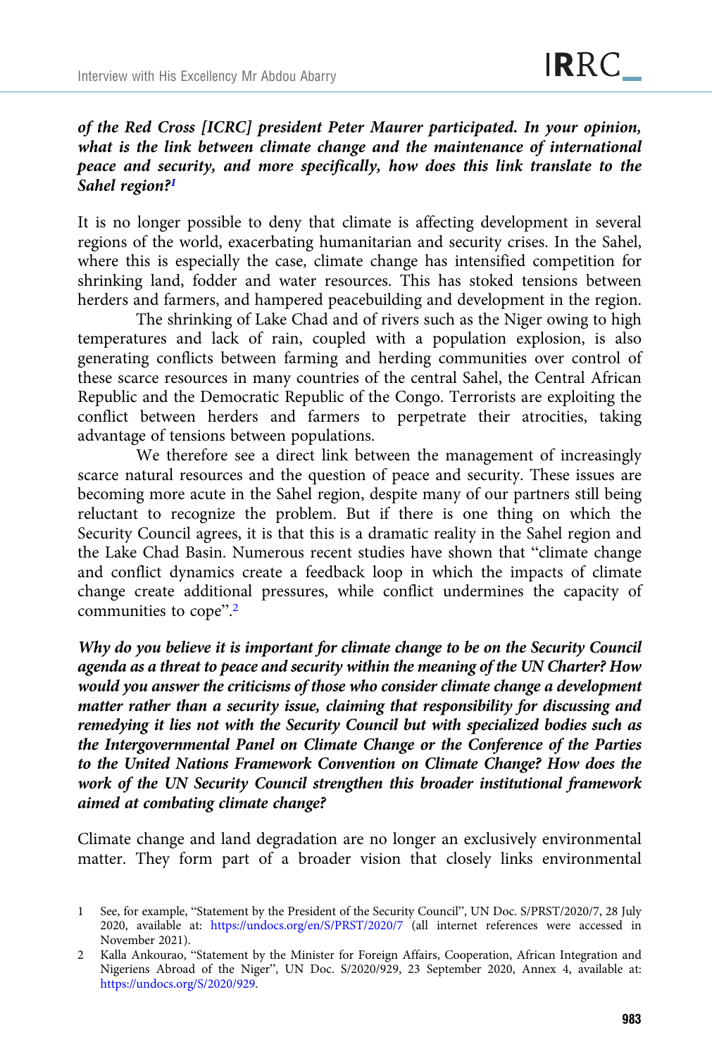***of the Red Cross [ICRC] president Peter Maurer participated. In your opinion, what is the link between climate change and the maintenance of international peace and security, and more specifically, how does this link translate to the Sahel region?***[1]

It is no longer possible to deny that climate is affecting development in several regions of the world, exacerbating humanitarian and security crises. In the Sahel, where this is especially the case, climate change has intensified competition for shrinking land, fodder and water resources. This has stoked tensions between herders and farmers, and hampered peacebuilding and development in the region.

The shrinking of Lake Chad and of rivers such as the Niger owing to high temperatures and lack of rain, coupled with a population explosion, is also generating conflicts between farming and herding communities over control of these scarce resources in many countries of the central Sahel, the Central African Republic and the Democratic Republic of the Congo. Terrorists are exploiting the conflict between herders and farmers to perpetrate their atrocities, taking advantage of tensions between populations.

We therefore see a direct link between the management of increasingly scarce natural resources and the question of peace and security. These issues are becoming more acute in the Sahel region, despite many of our partners still being reluctant to recognize the problem. But if there is one thing on which the Security Council agrees, it is that this is a dramatic reality in the Sahel region and the Lake Chad Basin. Numerous recent studies have shown that "climate change and conflict dynamics create a feedback loop in which the impacts of climate change create additional pressures, while conflict undermines the capacity of communities to cope".[2]

***Why do you believe it is important for climate change to be on the Security Council agenda as a threat to peace and security within the meaning of the UN Charter? How would you answer the criticisms of those who consider climate change a development matter rather than a security issue, claiming that responsibility for discussing and remedying it lies not with the Security Council but with specialized bodies such as the Intergovernmental Panel on Climate Change or the Conference of the Parties to the United Nations Framework Convention on Climate Change? How does the work of the UN Security Council strengthen this broader institutional framework aimed at combating climate change?***

Climate change and land degradation are no longer an exclusively environmental matter. They form part of a broader vision that closely links environmental

---

1 See, for example, "Statement by the President of the Security Council", UN Doc. S/PRST/2020/7, 28 July 2020, available at: https://undocs.org/en/S/PRST/2020/7 (all internet references were accessed in November 2021).

2 Kalla Ankourao, "Statement by the Minister for Foreign Affairs, Cooperation, African Integration and Nigeriens Abroad of the Niger", UN Doc. S/2020/929, 23 September 2020, Annex 4, available at: https://undocs.org/S/2020/929.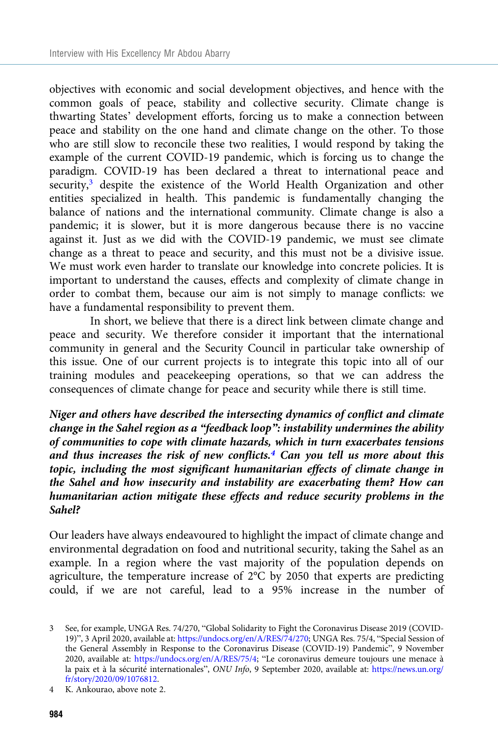objectives with economic and social development objectives, and hence with the common goals of peace, stability and collective security. Climate change is thwarting States' development efforts, forcing us to make a connection between peace and stability on the one hand and climate change on the other. To those who are still slow to reconcile these two realities, I would respond by taking the example of the current COVID-19 pandemic, which is forcing us to change the paradigm. COVID-19 has been declared a threat to international peace and security,[3] despite the existence of the World Health Organization and other entities specialized in health. This pandemic is fundamentally changing the balance of nations and the international community. Climate change is also a pandemic; it is slower, but it is more dangerous because there is no vaccine against it. Just as we did with the COVID-19 pandemic, we must see climate change as a threat to peace and security, and this must not be a divisive issue. We must work even harder to translate our knowledge into concrete policies. It is important to understand the causes, effects and complexity of climate change in order to combat them, because our aim is not simply to manage conflicts: we have a fundamental responsibility to prevent them.

In short, we believe that there is a direct link between climate change and peace and security. We therefore consider it important that the international community in general and the Security Council in particular take ownership of this issue. One of our current projects is to integrate this topic into all of our training modules and peacekeeping operations, so that we can address the consequences of climate change for peace and security while there is still time.

***Niger and others have described the intersecting dynamics of conflict and climate change in the Sahel region as a "feedback loop": instability undermines the ability of communities to cope with climate hazards, which in turn exacerbates tensions and thus increases the risk of new conflicts.[4] Can you tell us more about this topic, including the most significant humanitarian effects of climate change in the Sahel and how insecurity and instability are exacerbating them? How can humanitarian action mitigate these effects and reduce security problems in the Sahel?***

Our leaders have always endeavoured to highlight the impact of climate change and environmental degradation on food and nutritional security, taking the Sahel as an example. In a region where the vast majority of the population depends on agriculture, the temperature increase of 2°C by 2050 that experts are predicting could, if we are not careful, lead to a 95% increase in the number of

---

3 See, for example, UNGA Res. 74/270, "Global Solidarity to Fight the Coronavirus Disease 2019 (COVID-19)", 3 April 2020, available at: https://undocs.org/en/A/RES/74/270; UNGA Res. 75/4, "Special Session of the General Assembly in Response to the Coronavirus Disease (COVID-19) Pandemic", 9 November 2020, available at: https://undocs.org/en/A/RES/75/4; "Le coronavirus demeure toujours une menace à la paix et à la sécurité internationales", *ONU Info*, 9 September 2020, available at: https://news.un.org/fr/story/2020/09/1076812.

4 K. Ankourao, above note 2.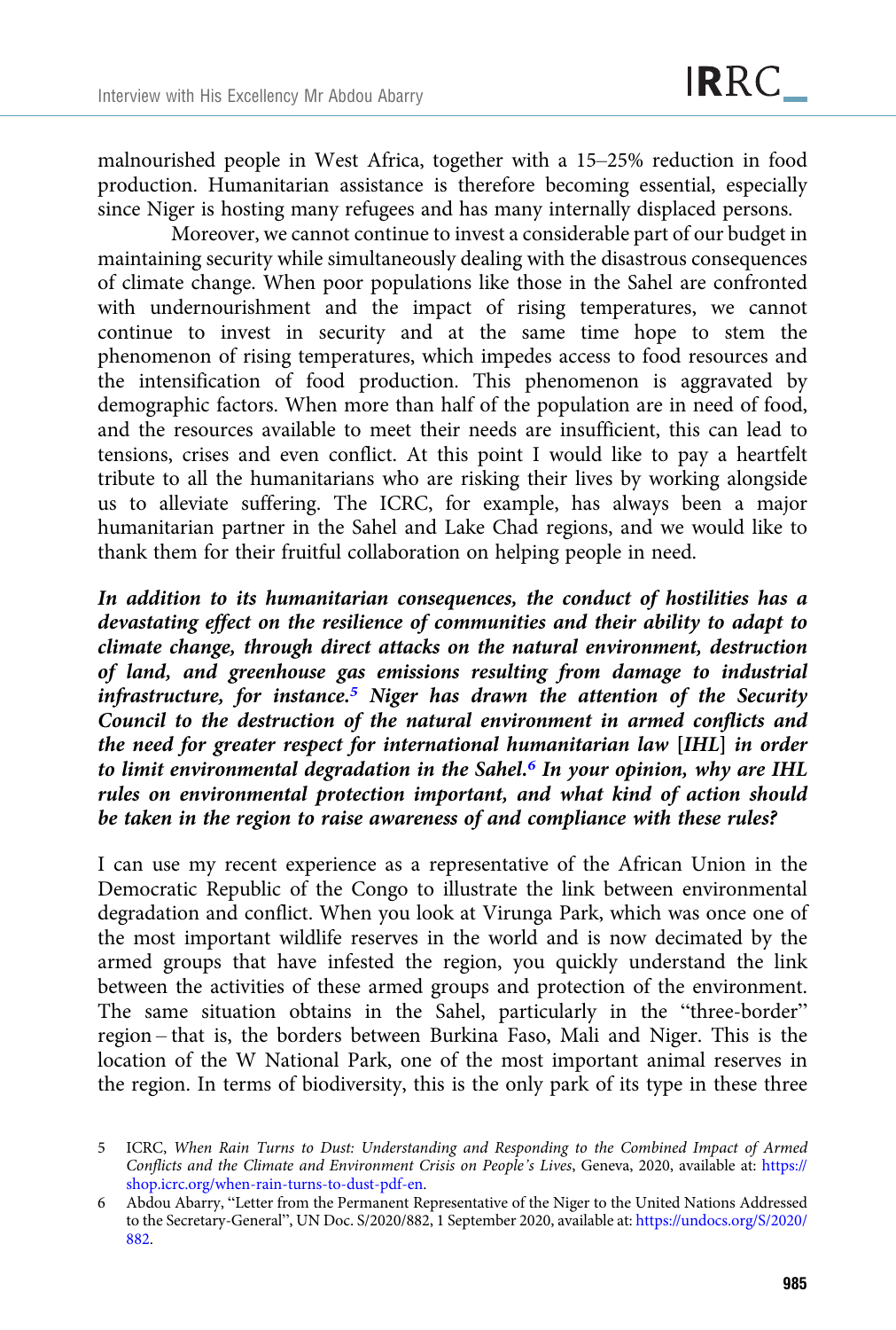malnourished people in West Africa, together with a 15–25% reduction in food production. Humanitarian assistance is therefore becoming essential, especially since Niger is hosting many refugees and has many internally displaced persons.

Moreover, we cannot continue to invest a considerable part of our budget in maintaining security while simultaneously dealing with the disastrous consequences of climate change. When poor populations like those in the Sahel are confronted with undernourishment and the impact of rising temperatures, we cannot continue to invest in security and at the same time hope to stem the phenomenon of rising temperatures, which impedes access to food resources and the intensification of food production. This phenomenon is aggravated by demographic factors. When more than half of the population are in need of food, and the resources available to meet their needs are insufficient, this can lead to tensions, crises and even conflict. At this point I would like to pay a heartfelt tribute to all the humanitarians who are risking their lives by working alongside us to alleviate suffering. The ICRC, for example, has always been a major humanitarian partner in the Sahel and Lake Chad regions, and we would like to thank them for their fruitful collaboration on helping people in need.

***In addition to its humanitarian consequences, the conduct of hostilities has a devastating effect on the resilience of communities and their ability to adapt to climate change, through direct attacks on the natural environment, destruction of land, and greenhouse gas emissions resulting from damage to industrial infrastructure, for instance.[5] Niger has drawn the attention of the Security Council to the destruction of the natural environment in armed conflicts and the need for greater respect for international humanitarian law [IHL] in order to limit environmental degradation in the Sahel.[6] In your opinion, why are IHL rules on environmental protection important, and what kind of action should be taken in the region to raise awareness of and compliance with these rules?***

I can use my recent experience as a representative of the African Union in the Democratic Republic of the Congo to illustrate the link between environmental degradation and conflict. When you look at Virunga Park, which was once one of the most important wildlife reserves in the world and is now decimated by the armed groups that have infested the region, you quickly understand the link between the activities of these armed groups and protection of the environment. The same situation obtains in the Sahel, particularly in the "three-border" region – that is, the borders between Burkina Faso, Mali and Niger. This is the location of the W National Park, one of the most important animal reserves in the region. In terms of biodiversity, this is the only park of its type in these three

5 ICRC, *When Rain Turns to Dust: Understanding and Responding to the Combined Impact of Armed Conflicts and the Climate and Environment Crisis on People's Lives*, Geneva, 2020, available at: https://shop.icrc.org/when-rain-turns-to-dust-pdf-en.

6 Abdou Abarry, "Letter from the Permanent Representative of the Niger to the United Nations Addressed to the Secretary-General", UN Doc. S/2020/882, 1 September 2020, available at: https://undocs.org/S/2020/882.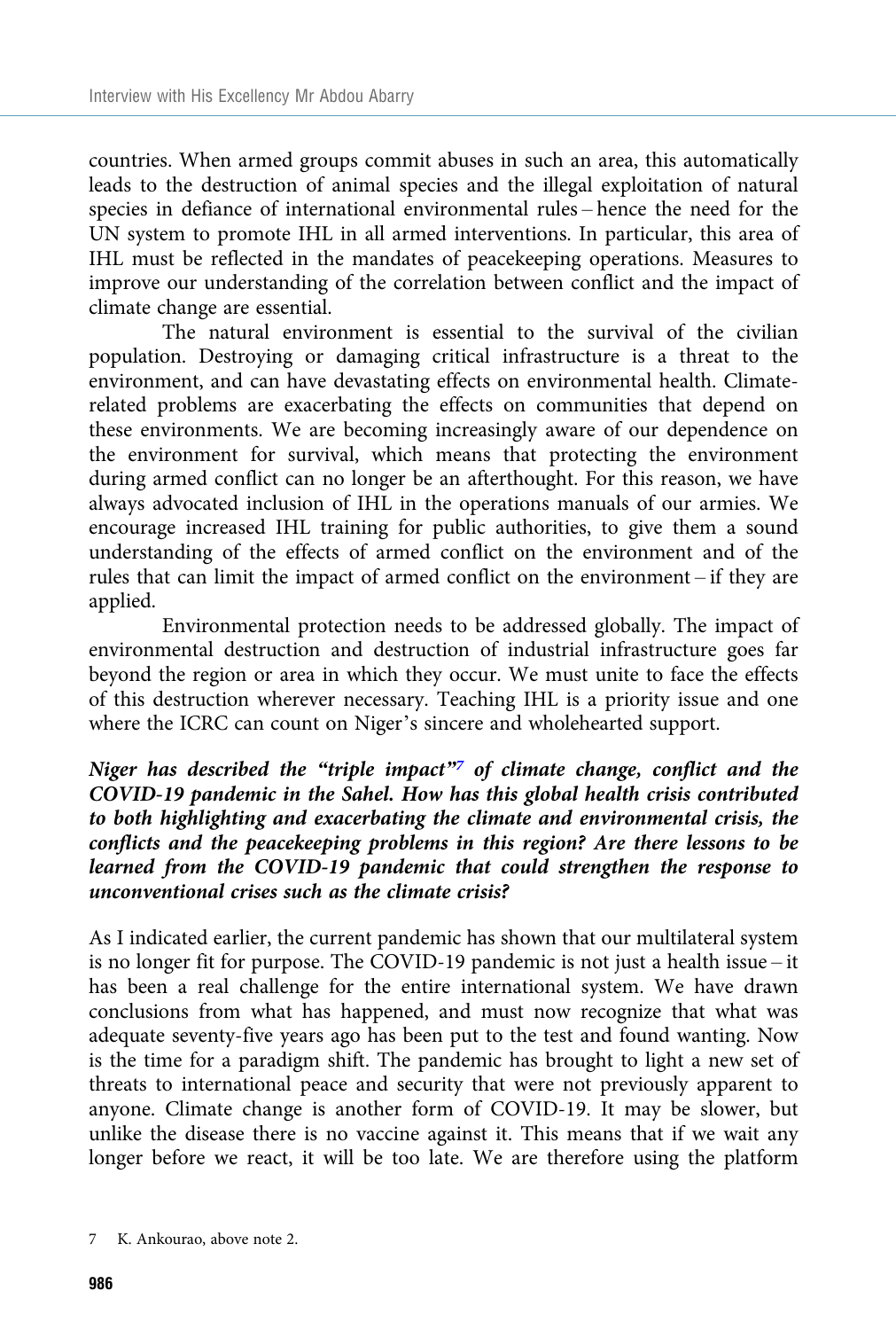countries. When armed groups commit abuses in such an area, this automatically leads to the destruction of animal species and the illegal exploitation of natural species in defiance of international environmental rules – hence the need for the UN system to promote IHL in all armed interventions. In particular, this area of IHL must be reflected in the mandates of peacekeeping operations. Measures to improve our understanding of the correlation between conflict and the impact of climate change are essential.

The natural environment is essential to the survival of the civilian population. Destroying or damaging critical infrastructure is a threat to the environment, and can have devastating effects on environmental health. Climate-related problems are exacerbating the effects on communities that depend on these environments. We are becoming increasingly aware of our dependence on the environment for survival, which means that protecting the environment during armed conflict can no longer be an afterthought. For this reason, we have always advocated inclusion of IHL in the operations manuals of our armies. We encourage increased IHL training for public authorities, to give them a sound understanding of the effects of armed conflict on the environment and of the rules that can limit the impact of armed conflict on the environment – if they are applied.

Environmental protection needs to be addressed globally. The impact of environmental destruction and destruction of industrial infrastructure goes far beyond the region or area in which they occur. We must unite to face the effects of this destruction wherever necessary. Teaching IHL is a priority issue and one where the ICRC can count on Niger's sincere and wholehearted support.

***Niger has described the "triple impact"[7] of climate change, conflict and the COVID-19 pandemic in the Sahel. How has this global health crisis contributed to both highlighting and exacerbating the climate and environmental crisis, the conflicts and the peacekeeping problems in this region? Are there lessons to be learned from the COVID-19 pandemic that could strengthen the response to unconventional crises such as the climate crisis?***

As I indicated earlier, the current pandemic has shown that our multilateral system is no longer fit for purpose. The COVID-19 pandemic is not just a health issue – it has been a real challenge for the entire international system. We have drawn conclusions from what has happened, and must now recognize that what was adequate seventy-five years ago has been put to the test and found wanting. Now is the time for a paradigm shift. The pandemic has brought to light a new set of threats to international peace and security that were not previously apparent to anyone. Climate change is another form of COVID-19. It may be slower, but unlike the disease there is no vaccine against it. This means that if we wait any longer before we react, it will be too late. We are therefore using the platform

7 K. Ankourao, above note 2.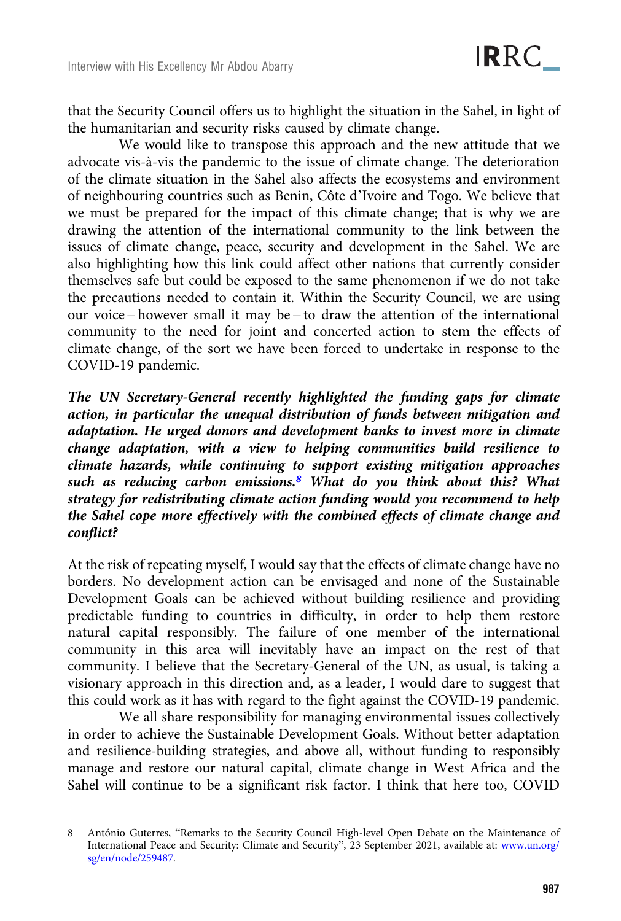that the Security Council offers us to highlight the situation in the Sahel, in light of the humanitarian and security risks caused by climate change.

We would like to transpose this approach and the new attitude that we advocate vis-à-vis the pandemic to the issue of climate change. The deterioration of the climate situation in the Sahel also affects the ecosystems and environment of neighbouring countries such as Benin, Côte d'Ivoire and Togo. We believe that we must be prepared for the impact of this climate change; that is why we are drawing the attention of the international community to the link between the issues of climate change, peace, security and development in the Sahel. We are also highlighting how this link could affect other nations that currently consider themselves safe but could be exposed to the same phenomenon if we do not take the precautions needed to contain it. Within the Security Council, we are using our voice – however small it may be – to draw the attention of the international community to the need for joint and concerted action to stem the effects of climate change, of the sort we have been forced to undertake in response to the COVID-19 pandemic.

***The UN Secretary-General recently highlighted the funding gaps for climate action, in particular the unequal distribution of funds between mitigation and adaptation. He urged donors and development banks to invest more in climate change adaptation, with a view to helping communities build resilience to climate hazards, while continuing to support existing mitigation approaches such as reducing carbon emissions.[8] What do you think about this? What strategy for redistributing climate action funding would you recommend to help the Sahel cope more effectively with the combined effects of climate change and conflict?***

At the risk of repeating myself, I would say that the effects of climate change have no borders. No development action can be envisaged and none of the Sustainable Development Goals can be achieved without building resilience and providing predictable funding to countries in difficulty, in order to help them restore natural capital responsibly. The failure of one member of the international community in this area will inevitably have an impact on the rest of that community. I believe that the Secretary-General of the UN, as usual, is taking a visionary approach in this direction and, as a leader, I would dare to suggest that this could work as it has with regard to the fight against the COVID-19 pandemic.

We all share responsibility for managing environmental issues collectively in order to achieve the Sustainable Development Goals. Without better adaptation and resilience-building strategies, and above all, without funding to responsibly manage and restore our natural capital, climate change in West Africa and the Sahel will continue to be a significant risk factor. I think that here too, COVID

8 António Guterres, "Remarks to the Security Council High-level Open Debate on the Maintenance of International Peace and Security: Climate and Security", 23 September 2021, available at: www.un.org/sg/en/node/259487.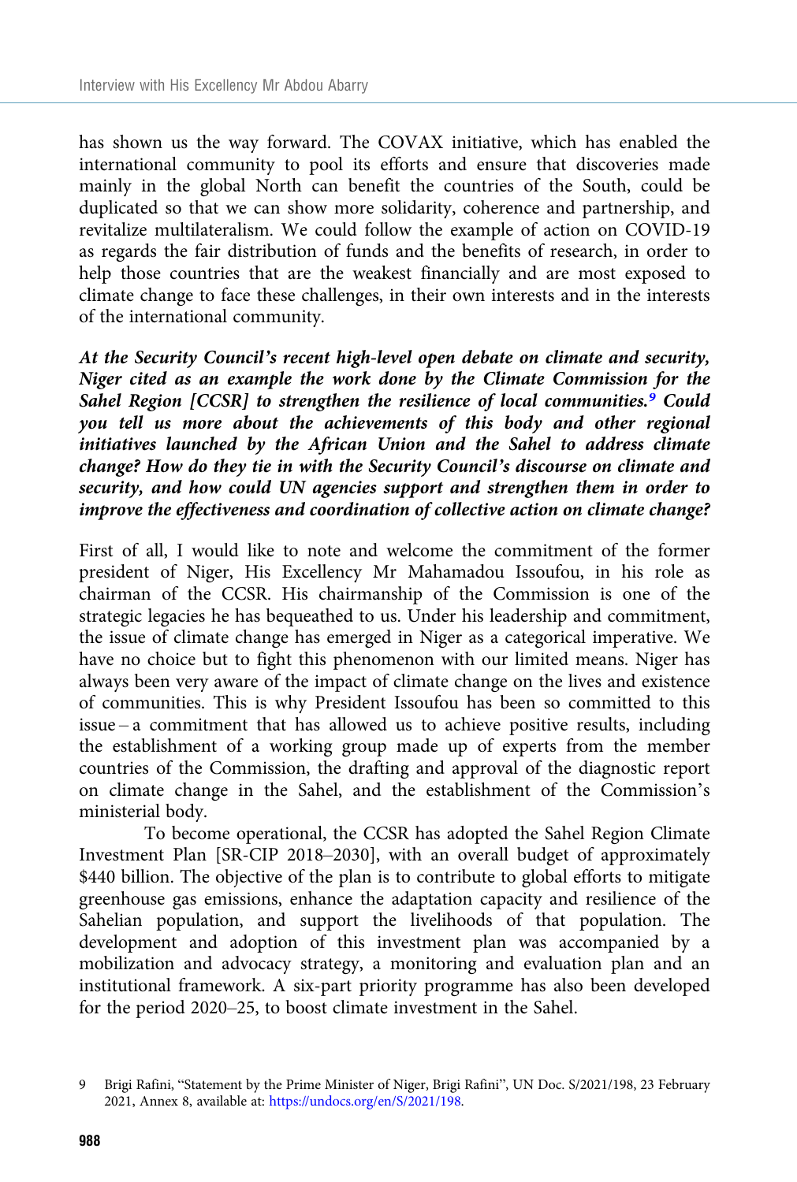has shown us the way forward. The COVAX initiative, which has enabled the international community to pool its efforts and ensure that discoveries made mainly in the global North can benefit the countries of the South, could be duplicated so that we can show more solidarity, coherence and partnership, and revitalize multilateralism. We could follow the example of action on COVID-19 as regards the fair distribution of funds and the benefits of research, in order to help those countries that are the weakest financially and are most exposed to climate change to face these challenges, in their own interests and in the interests of the international community.

***At the Security Council's recent high-level open debate on climate and security, Niger cited as an example the work done by the Climate Commission for the Sahel Region [CCSR] to strengthen the resilience of local communities.[9] Could you tell us more about the achievements of this body and other regional initiatives launched by the African Union and the Sahel to address climate change? How do they tie in with the Security Council's discourse on climate and security, and how could UN agencies support and strengthen them in order to improve the effectiveness and coordination of collective action on climate change?***

First of all, I would like to note and welcome the commitment of the former president of Niger, His Excellency Mr Mahamadou Issoufou, in his role as chairman of the CCSR. His chairmanship of the Commission is one of the strategic legacies he has bequeathed to us. Under his leadership and commitment, the issue of climate change has emerged in Niger as a categorical imperative. We have no choice but to fight this phenomenon with our limited means. Niger has always been very aware of the impact of climate change on the lives and existence of communities. This is why President Issoufou has been so committed to this issue – a commitment that has allowed us to achieve positive results, including the establishment of a working group made up of experts from the member countries of the Commission, the drafting and approval of the diagnostic report on climate change in the Sahel, and the establishment of the Commission's ministerial body.

To become operational, the CCSR has adopted the Sahel Region Climate Investment Plan [SR-CIP 2018–2030], with an overall budget of approximately \$440 billion. The objective of the plan is to contribute to global efforts to mitigate greenhouse gas emissions, enhance the adaptation capacity and resilience of the Sahelian population, and support the livelihoods of that population. The development and adoption of this investment plan was accompanied by a mobilization and advocacy strategy, a monitoring and evaluation plan and an institutional framework. A six-part priority programme has also been developed for the period 2020–25, to boost climate investment in the Sahel.

9 Brigi Rafini, "Statement by the Prime Minister of Niger, Brigi Rafini", UN Doc. S/2021/198, 23 February 2021, Annex 8, available at: https://undocs.org/en/S/2021/198.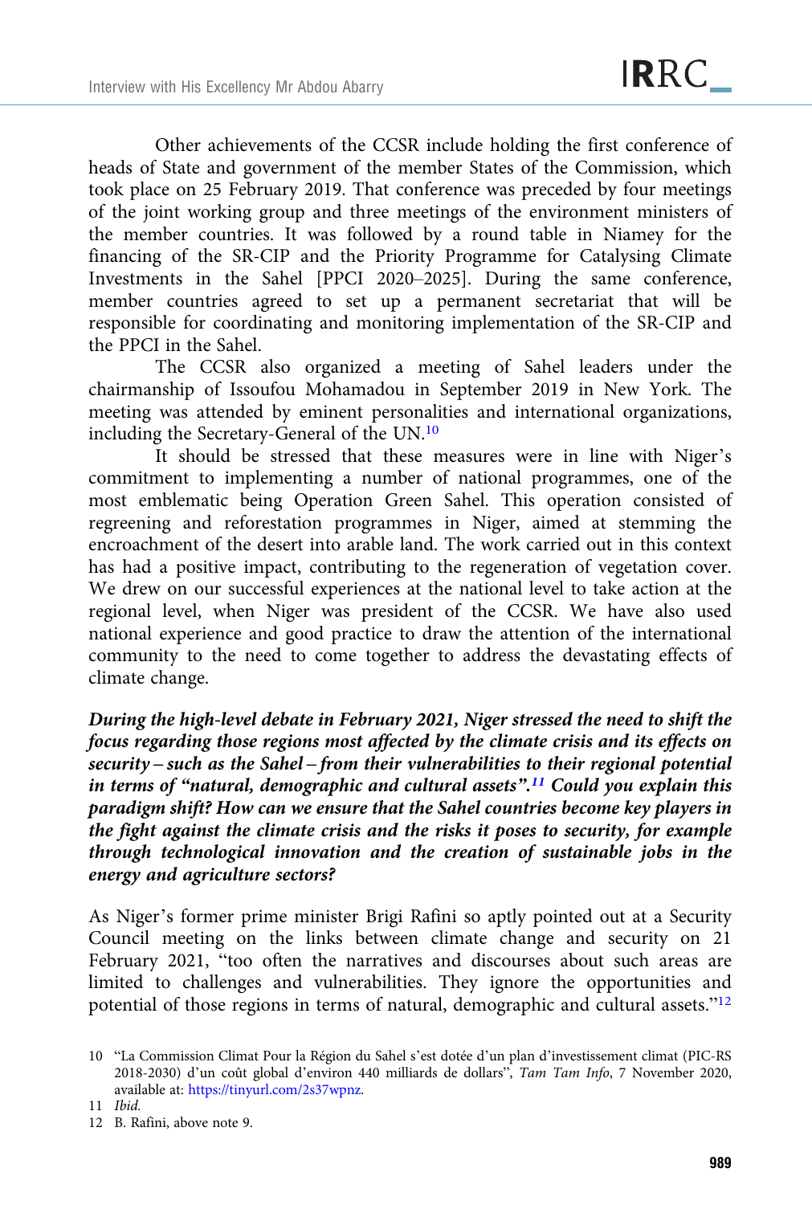Other achievements of the CCSR include holding the first conference of heads of State and government of the member States of the Commission, which took place on 25 February 2019. That conference was preceded by four meetings of the joint working group and three meetings of the environment ministers of the member countries. It was followed by a round table in Niamey for the financing of the SR-CIP and the Priority Programme for Catalysing Climate Investments in the Sahel [PPCI 2020–2025]. During the same conference, member countries agreed to set up a permanent secretariat that will be responsible for coordinating and monitoring implementation of the SR-CIP and the PPCI in the Sahel.

The CCSR also organized a meeting of Sahel leaders under the chairmanship of Issoufou Mohamadou in September 2019 in New York. The meeting was attended by eminent personalities and international organizations, including the Secretary-General of the UN.[10]

It should be stressed that these measures were in line with Niger's commitment to implementing a number of national programmes, one of the most emblematic being Operation Green Sahel. This operation consisted of regreening and reforestation programmes in Niger, aimed at stemming the encroachment of the desert into arable land. The work carried out in this context has had a positive impact, contributing to the regeneration of vegetation cover. We drew on our successful experiences at the national level to take action at the regional level, when Niger was president of the CCSR. We have also used national experience and good practice to draw the attention of the international community to the need to come together to address the devastating effects of climate change.

***During the high-level debate in February 2021, Niger stressed the need to shift the focus regarding those regions most affected by the climate crisis and its effects on security – such as the Sahel – from their vulnerabilities to their regional potential in terms of "natural, demographic and cultural assets".[11] Could you explain this paradigm shift? How can we ensure that the Sahel countries become key players in the fight against the climate crisis and the risks it poses to security, for example through technological innovation and the creation of sustainable jobs in the energy and agriculture sectors?***

As Niger's former prime minister Brigi Rafini so aptly pointed out at a Security Council meeting on the links between climate change and security on 21 February 2021, "too often the narratives and discourses about such areas are limited to challenges and vulnerabilities. They ignore the opportunities and potential of those regions in terms of natural, demographic and cultural assets."[12]

---

10 "La Commission Climat Pour la Région du Sahel s'est dotée d'un plan d'investissement climat (PIC-RS 2018-2030) d'un coût global d'environ 440 milliards de dollars", *Tam Tam Info*, 7 November 2020, available at: https://tinyurl.com/2s37wpnz.

11 *Ibid.*

12 B. Rafini, above note 9.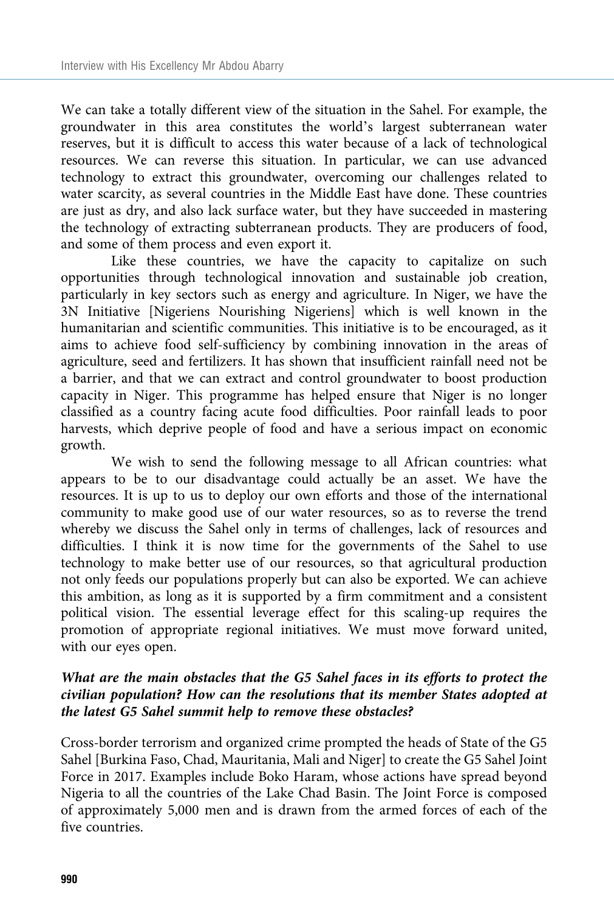We can take a totally different view of the situation in the Sahel. For example, the groundwater in this area constitutes the world's largest subterranean water reserves, but it is difficult to access this water because of a lack of technological resources. We can reverse this situation. In particular, we can use advanced technology to extract this groundwater, overcoming our challenges related to water scarcity, as several countries in the Middle East have done. These countries are just as dry, and also lack surface water, but they have succeeded in mastering the technology of extracting subterranean products. They are producers of food, and some of them process and even export it.

Like these countries, we have the capacity to capitalize on such opportunities through technological innovation and sustainable job creation, particularly in key sectors such as energy and agriculture. In Niger, we have the 3N Initiative [Nigeriens Nourishing Nigeriens] which is well known in the humanitarian and scientific communities. This initiative is to be encouraged, as it aims to achieve food self-sufficiency by combining innovation in the areas of agriculture, seed and fertilizers. It has shown that insufficient rainfall need not be a barrier, and that we can extract and control groundwater to boost production capacity in Niger. This programme has helped ensure that Niger is no longer classified as a country facing acute food difficulties. Poor rainfall leads to poor harvests, which deprive people of food and have a serious impact on economic growth.

We wish to send the following message to all African countries: what appears to be to our disadvantage could actually be an asset. We have the resources. It is up to us to deploy our own efforts and those of the international community to make good use of our water resources, so as to reverse the trend whereby we discuss the Sahel only in terms of challenges, lack of resources and difficulties. I think it is now time for the governments of the Sahel to use technology to make better use of our resources, so that agricultural production not only feeds our populations properly but can also be exported. We can achieve this ambition, as long as it is supported by a firm commitment and a consistent political vision. The essential leverage effect for this scaling-up requires the promotion of appropriate regional initiatives. We must move forward united, with our eyes open.

***What are the main obstacles that the G5 Sahel faces in its efforts to protect the civilian population? How can the resolutions that its member States adopted at the latest G5 Sahel summit help to remove these obstacles?***

Cross-border terrorism and organized crime prompted the heads of State of the G5 Sahel [Burkina Faso, Chad, Mauritania, Mali and Niger] to create the G5 Sahel Joint Force in 2017. Examples include Boko Haram, whose actions have spread beyond Nigeria to all the countries of the Lake Chad Basin. The Joint Force is composed of approximately 5,000 men and is drawn from the armed forces of each of the five countries.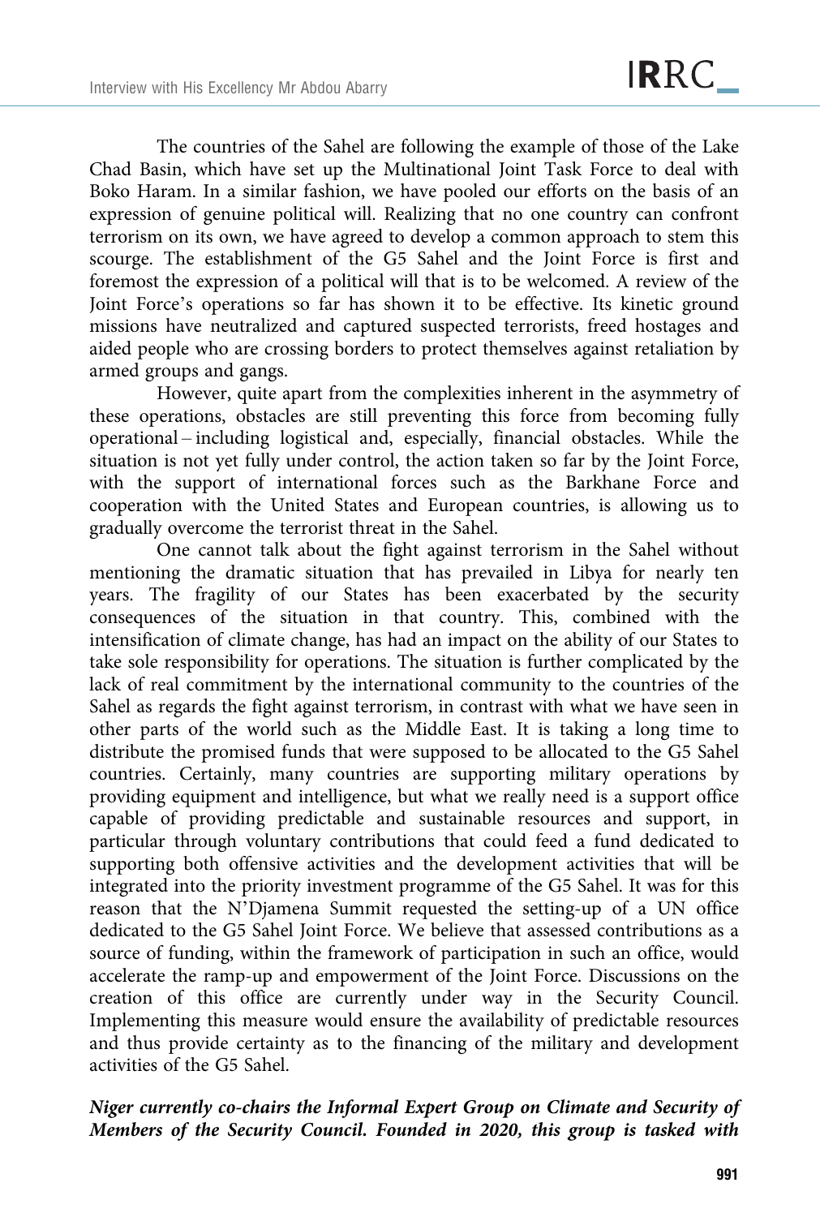The countries of the Sahel are following the example of those of the Lake Chad Basin, which have set up the Multinational Joint Task Force to deal with Boko Haram. In a similar fashion, we have pooled our efforts on the basis of an expression of genuine political will. Realizing that no one country can confront terrorism on its own, we have agreed to develop a common approach to stem this scourge. The establishment of the G5 Sahel and the Joint Force is first and foremost the expression of a political will that is to be welcomed. A review of the Joint Force's operations so far has shown it to be effective. Its kinetic ground missions have neutralized and captured suspected terrorists, freed hostages and aided people who are crossing borders to protect themselves against retaliation by armed groups and gangs.

However, quite apart from the complexities inherent in the asymmetry of these operations, obstacles are still preventing this force from becoming fully operational – including logistical and, especially, financial obstacles. While the situation is not yet fully under control, the action taken so far by the Joint Force, with the support of international forces such as the Barkhane Force and cooperation with the United States and European countries, is allowing us to gradually overcome the terrorist threat in the Sahel.

One cannot talk about the fight against terrorism in the Sahel without mentioning the dramatic situation that has prevailed in Libya for nearly ten years. The fragility of our States has been exacerbated by the security consequences of the situation in that country. This, combined with the intensification of climate change, has had an impact on the ability of our States to take sole responsibility for operations. The situation is further complicated by the lack of real commitment by the international community to the countries of the Sahel as regards the fight against terrorism, in contrast with what we have seen in other parts of the world such as the Middle East. It is taking a long time to distribute the promised funds that were supposed to be allocated to the G5 Sahel countries. Certainly, many countries are supporting military operations by providing equipment and intelligence, but what we really need is a support office capable of providing predictable and sustainable resources and support, in particular through voluntary contributions that could feed a fund dedicated to supporting both offensive activities and the development activities that will be integrated into the priority investment programme of the G5 Sahel. It was for this reason that the N'Djamena Summit requested the setting-up of a UN office dedicated to the G5 Sahel Joint Force. We believe that assessed contributions as a source of funding, within the framework of participation in such an office, would accelerate the ramp-up and empowerment of the Joint Force. Discussions on the creation of this office are currently under way in the Security Council. Implementing this measure would ensure the availability of predictable resources and thus provide certainty as to the financing of the military and development activities of the G5 Sahel.

***Niger currently co-chairs the Informal Expert Group on Climate and Security of Members of the Security Council. Founded in 2020, this group is tasked with***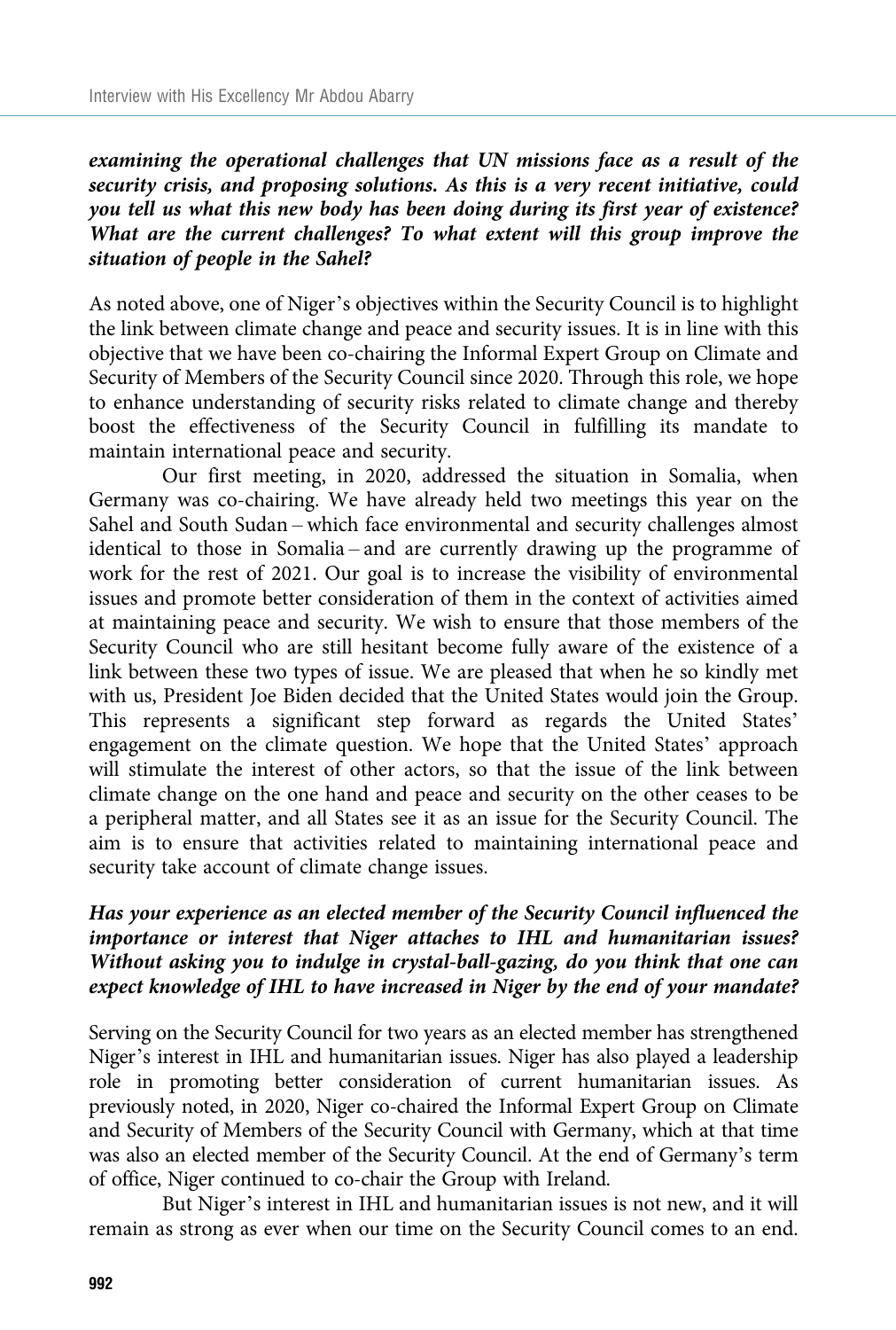***examining the operational challenges that UN missions face as a result of the security crisis, and proposing solutions. As this is a very recent initiative, could you tell us what this new body has been doing during its first year of existence? What are the current challenges? To what extent will this group improve the situation of people in the Sahel?***

As noted above, one of Niger's objectives within the Security Council is to highlight the link between climate change and peace and security issues. It is in line with this objective that we have been co-chairing the Informal Expert Group on Climate and Security of Members of the Security Council since 2020. Through this role, we hope to enhance understanding of security risks related to climate change and thereby boost the effectiveness of the Security Council in fulfilling its mandate to maintain international peace and security.

Our first meeting, in 2020, addressed the situation in Somalia, when Germany was co-chairing. We have already held two meetings this year on the Sahel and South Sudan – which face environmental and security challenges almost identical to those in Somalia – and are currently drawing up the programme of work for the rest of 2021. Our goal is to increase the visibility of environmental issues and promote better consideration of them in the context of activities aimed at maintaining peace and security. We wish to ensure that those members of the Security Council who are still hesitant become fully aware of the existence of a link between these two types of issue. We are pleased that when he so kindly met with us, President Joe Biden decided that the United States would join the Group. This represents a significant step forward as regards the United States' engagement on the climate question. We hope that the United States' approach will stimulate the interest of other actors, so that the issue of the link between climate change on the one hand and peace and security on the other ceases to be a peripheral matter, and all States see it as an issue for the Security Council. The aim is to ensure that activities related to maintaining international peace and security take account of climate change issues.

***Has your experience as an elected member of the Security Council influenced the importance or interest that Niger attaches to IHL and humanitarian issues? Without asking you to indulge in crystal-ball-gazing, do you think that one can expect knowledge of IHL to have increased in Niger by the end of your mandate?***

Serving on the Security Council for two years as an elected member has strengthened Niger's interest in IHL and humanitarian issues. Niger has also played a leadership role in promoting better consideration of current humanitarian issues. As previously noted, in 2020, Niger co-chaired the Informal Expert Group on Climate and Security of Members of the Security Council with Germany, which at that time was also an elected member of the Security Council. At the end of Germany's term of office, Niger continued to co-chair the Group with Ireland.

But Niger's interest in IHL and humanitarian issues is not new, and it will remain as strong as ever when our time on the Security Council comes to an end.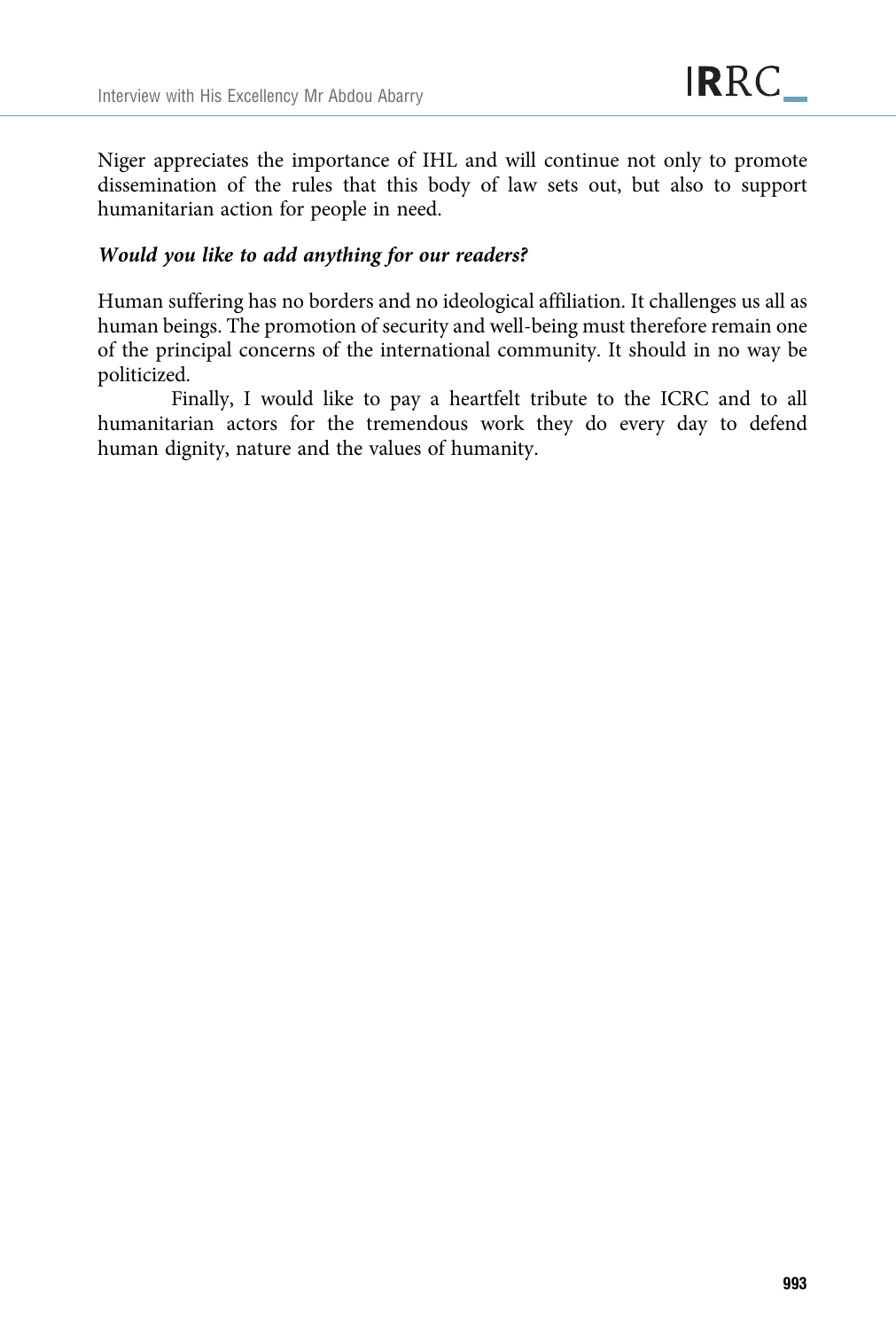Niger appreciates the importance of IHL and will continue not only to promote dissemination of the rules that this body of law sets out, but also to support humanitarian action for people in need.

***Would you like to add anything for our readers?***

Human suffering has no borders and no ideological affiliation. It challenges us all as human beings. The promotion of security and well-being must therefore remain one of the principal concerns of the international community. It should in no way be politicized.

Finally, I would like to pay a heartfelt tribute to the ICRC and to all humanitarian actors for the tremendous work they do every day to defend human dignity, nature and the values of humanity.